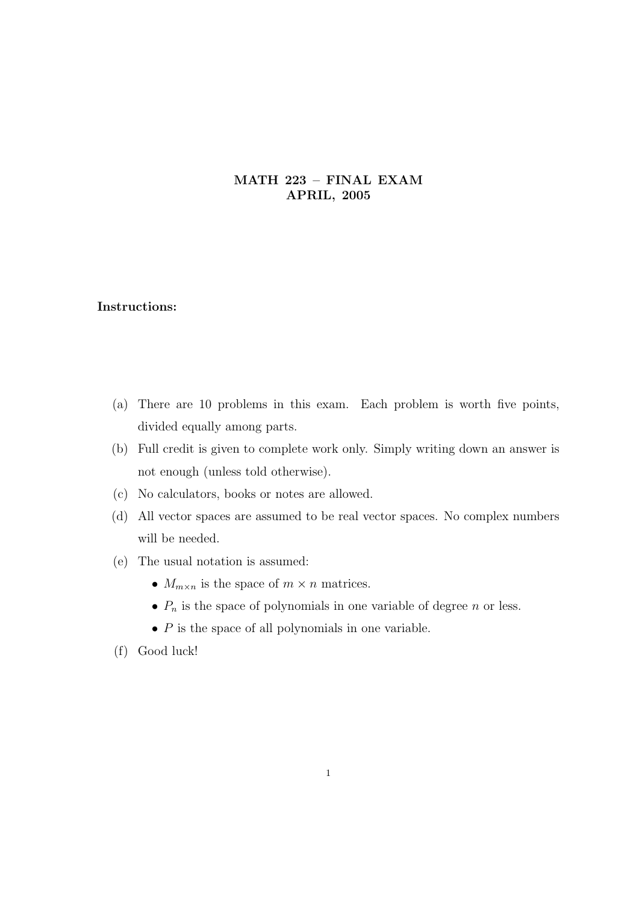# MATH 223 – FINAL EXAM
## APRIL, 2005

**Instructions:**

(a) There are 10 problems in this exam. Each problem is worth five points, divided equally among parts.

(b) Full credit is given to complete work only. Simply writing down an answer is not enough (unless told otherwise).

(c) No calculators, books or notes are allowed.

(d) All vector spaces are assumed to be real vector spaces. No complex numbers will be needed.

(e) The usual notation is assumed:

- $M_{m\times n}$ is the space of $m \times n$ matrices.
- $P_n$ is the space of polynomials in one variable of degree $n$ or less.
- $P$ is the space of all polynomials in one variable.

(f) Good luck!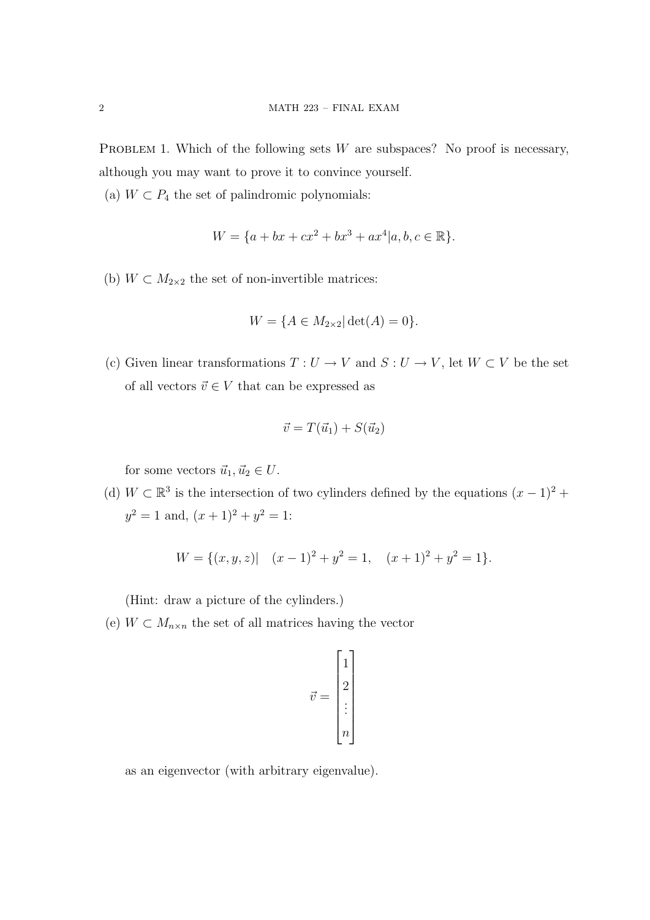Problem 1. Which of the following sets $W$ are subspaces? No proof is necessary, although you may want to prove it to convince yourself.

(a) $W \subset P_4$ the set of palindromic polynomials:

$$W = \{a + bx + cx^2 + bx^3 + ax^4 | a, b, c \in \mathbb{R}\}.$$

(b) $W \subset M_{2\times 2}$ the set of non-invertible matrices:

$$W = \{A \in M_{2\times 2} | \det(A) = 0\}.$$

(c) Given linear transformations $T : U \to V$ and $S : U \to V$, let $W \subset V$ be the set of all vectors $\vec{v} \in V$ that can be expressed as

$$\vec{v} = T(\vec{u}_1) + S(\vec{u}_2)$$

for some vectors $\vec{u}_1, \vec{u}_2 \in U$.

(d) $W \subset \mathbb{R}^3$ is the intersection of two cylinders defined by the equations $(x-1)^2 + y^2 = 1$ and, $(x+1)^2 + y^2 = 1$:

$$W = \{(x, y, z) | \quad (x-1)^2 + y^2 = 1, \quad (x+1)^2 + y^2 = 1\}.$$

(Hint: draw a picture of the cylinders.)

(e) $W \subset M_{n\times n}$ the set of all matrices having the vector

$$\vec{v} = \begin{bmatrix} 1 \\ 2 \\ \vdots \\ n \end{bmatrix}$$

as an eigenvector (with arbitrary eigenvalue).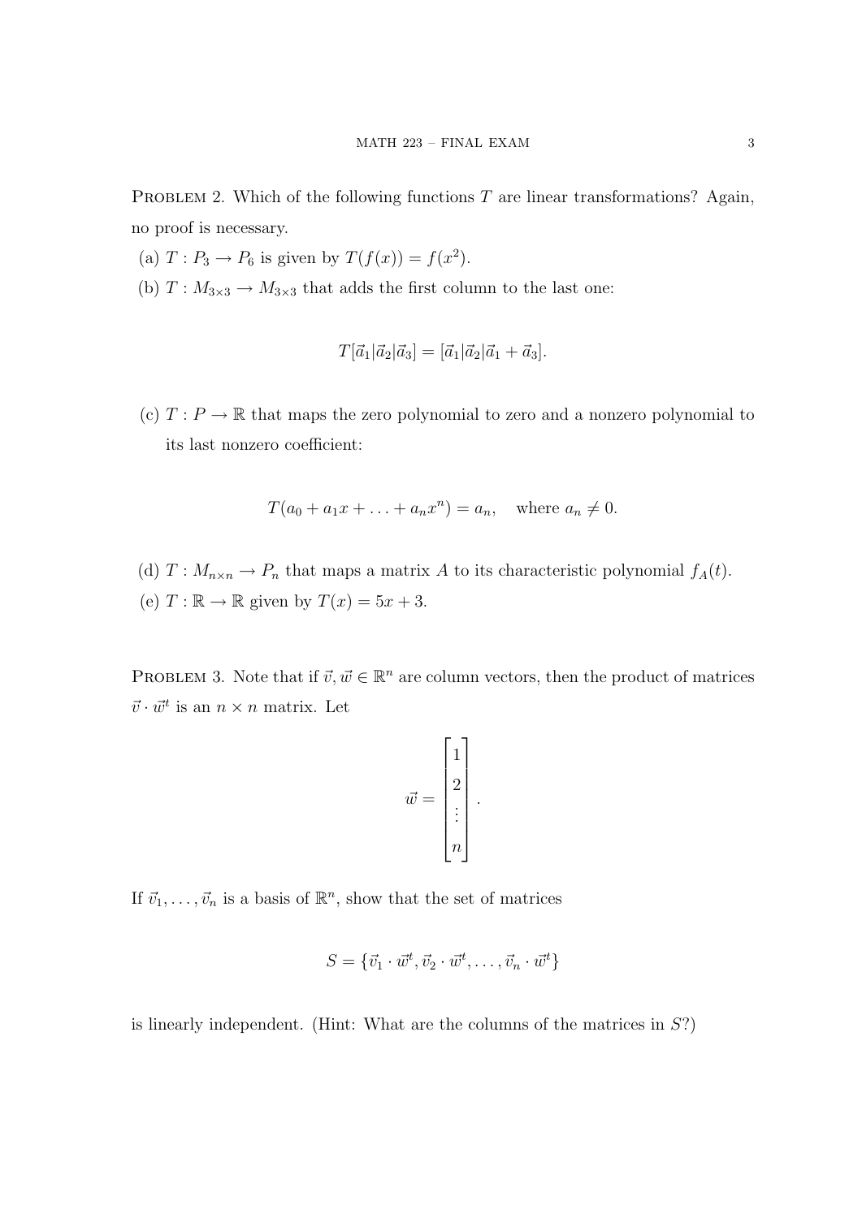Problem 2. Which of the following functions $T$ are linear transformations? Again, no proof is necessary.

(a) $T : P_3 \to P_6$ is given by $T(f(x)) = f(x^2)$.

(b) $T : M_{3\times 3} \to M_{3\times 3}$ that adds the first column to the last one:

$$T[\vec{a}_1|\vec{a}_2|\vec{a}_3] = [\vec{a}_1|\vec{a}_2|\vec{a}_1 + \vec{a}_3].$$

(c) $T : P \to \mathbb{R}$ that maps the zero polynomial to zero and a nonzero polynomial to its last nonzero coefficient:

$$T(a_0 + a_1 x + \ldots + a_n x^n) = a_n, \quad \text{where } a_n \neq 0.$$

(d) $T : M_{n\times n} \to P_n$ that maps a matrix $A$ to its characteristic polynomial $f_A(t)$.

(e) $T : \mathbb{R} \to \mathbb{R}$ given by $T(x) = 5x + 3$.

Problem 3. Note that if $\vec{v}, \vec{w} \in \mathbb{R}^n$ are column vectors, then the product of matrices $\vec{v} \cdot \vec{w}^t$ is an $n \times n$ matrix. Let

$$\vec{w} = \begin{bmatrix} 1 \\ 2 \\ \vdots \\ n \end{bmatrix}.$$

If $\vec{v}_1, \ldots, \vec{v}_n$ is a basis of $\mathbb{R}^n$, show that the set of matrices

$$S = \{\vec{v}_1 \cdot \vec{w}^t, \vec{v}_2 \cdot \vec{w}^t, \ldots, \vec{v}_n \cdot \vec{w}^t\}$$

is linearly independent. (Hint: What are the columns of the matrices in $S$?)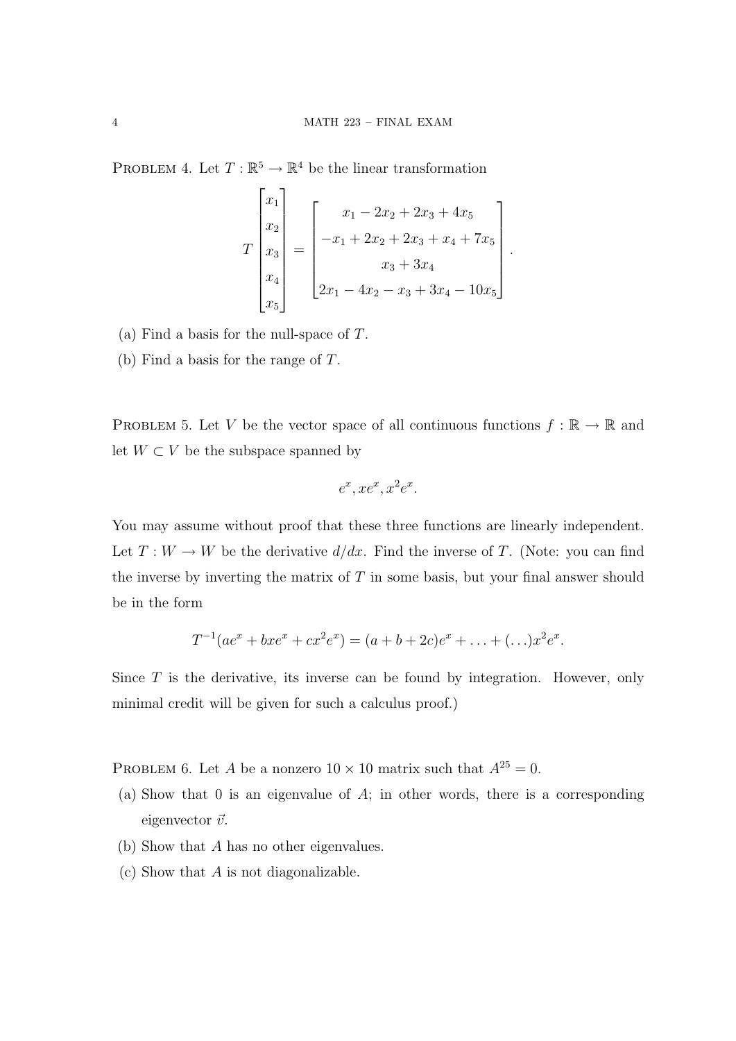PROBLEM 4. Let $T : \mathbb{R}^5 \to \mathbb{R}^4$ be the linear transformation

$$T \begin{bmatrix} x_1 \\ x_2 \\ x_3 \\ x_4 \\ x_5 \end{bmatrix} = \begin{bmatrix} x_1 - 2x_2 + 2x_3 + 4x_5 \\ -x_1 + 2x_2 + 2x_3 + x_4 + 7x_5 \\ x_3 + 3x_4 \\ 2x_1 - 4x_2 - x_3 + 3x_4 - 10x_5 \end{bmatrix}.$$

(a) Find a basis for the null-space of $T$.

(b) Find a basis for the range of $T$.

PROBLEM 5. Let $V$ be the vector space of all continuous functions $f : \mathbb{R} \to \mathbb{R}$ and let $W \subset V$ be the subspace spanned by

$$e^x, xe^x, x^2e^x.$$

You may assume without proof that these three functions are linearly independent. Let $T : W \to W$ be the derivative $d/dx$. Find the inverse of $T$. (Note: you can find the inverse by inverting the matrix of $T$ in some basis, but your final answer should be in the form

$$T^{-1}(ae^x + bxe^x + cx^2e^x) = (a + b + 2c)e^x + \ldots + (\ldots)x^2e^x.$$

Since $T$ is the derivative, its inverse can be found by integration. However, only minimal credit will be given for such a calculus proof.)

PROBLEM 6. Let $A$ be a nonzero $10 \times 10$ matrix such that $A^{25} = 0$.

(a) Show that 0 is an eigenvalue of $A$; in other words, there is a corresponding eigenvector $\vec{v}$.

(b) Show that $A$ has no other eigenvalues.

(c) Show that $A$ is not diagonalizable.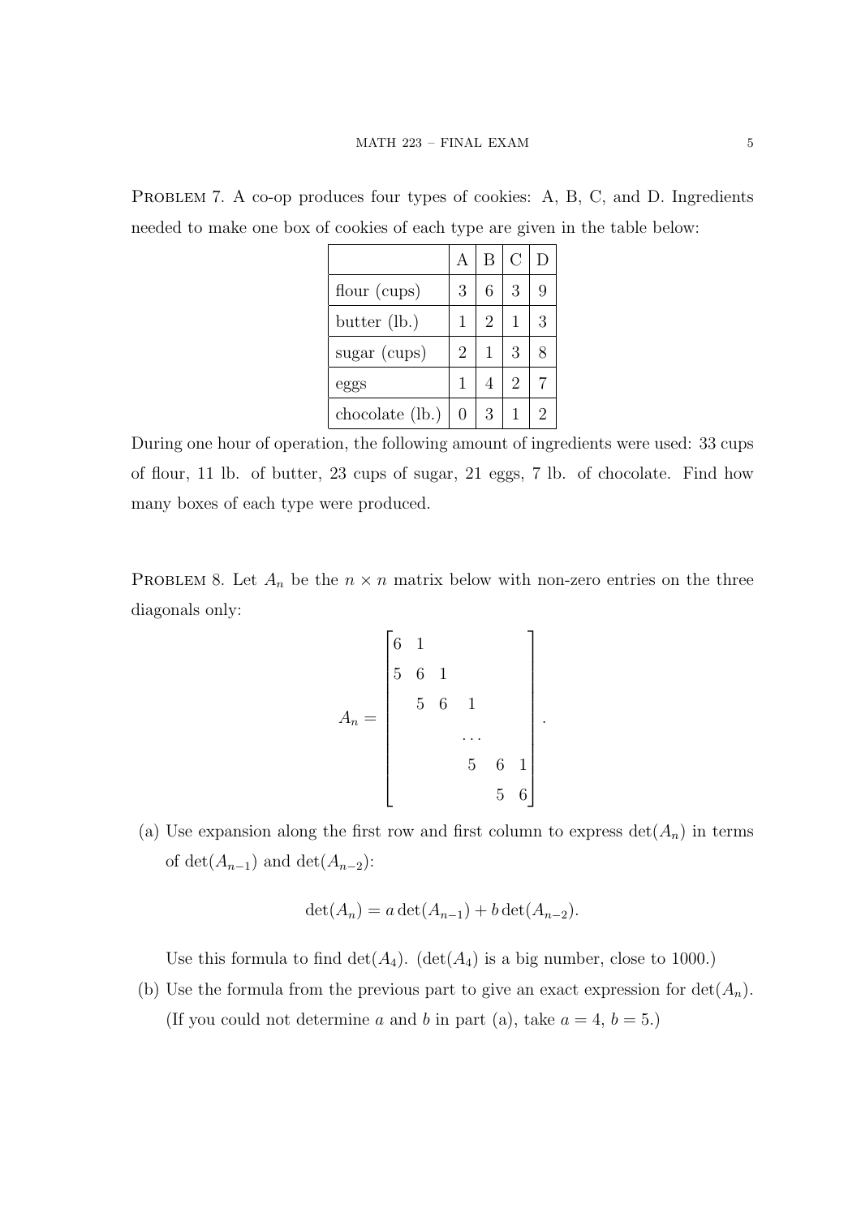**Problem 7.** A co-op produces four types of cookies: A, B, C, and D. Ingredients needed to make one box of cookies of each type are given in the table below:

| | A | B | C | D |
|---|---|---|---|---|
| flour (cups) | 3 | 6 | 3 | 9 |
| butter (lb.) | 1 | 2 | 1 | 3 |
| sugar (cups) | 2 | 1 | 3 | 8 |
| eggs | 1 | 4 | 2 | 7 |
| chocolate (lb.) | 0 | 3 | 1 | 2 |

During one hour of operation, the following amount of ingredients were used: 33 cups of flour, 11 lb. of butter, 23 cups of sugar, 21 eggs, 7 lb. of chocolate. Find how many boxes of each type were produced.

**Problem 8.** Let $A_n$ be the $n \times n$ matrix below with non-zero entries on the three diagonals only:

$$A_n = \begin{bmatrix} 6 & 1 & & & & \\ 5 & 6 & 1 & & & \\ & 5 & 6 & 1 & & \\ & & & \cdots & & \\ & & & 5 & 6 & 1 \\ & & & & 5 & 6 \end{bmatrix}.$$

(a) Use expansion along the first row and first column to express $\det(A_n)$ in terms of $\det(A_{n-1})$ and $\det(A_{n-2})$:

$$\det(A_n) = a\det(A_{n-1}) + b\det(A_{n-2}).$$

Use this formula to find $\det(A_4)$. ($\det(A_4)$ is a big number, close to 1000.)

(b) Use the formula from the previous part to give an exact expression for $\det(A_n)$. (If you could not determine $a$ and $b$ in part (a), take $a = 4$, $b = 5$.)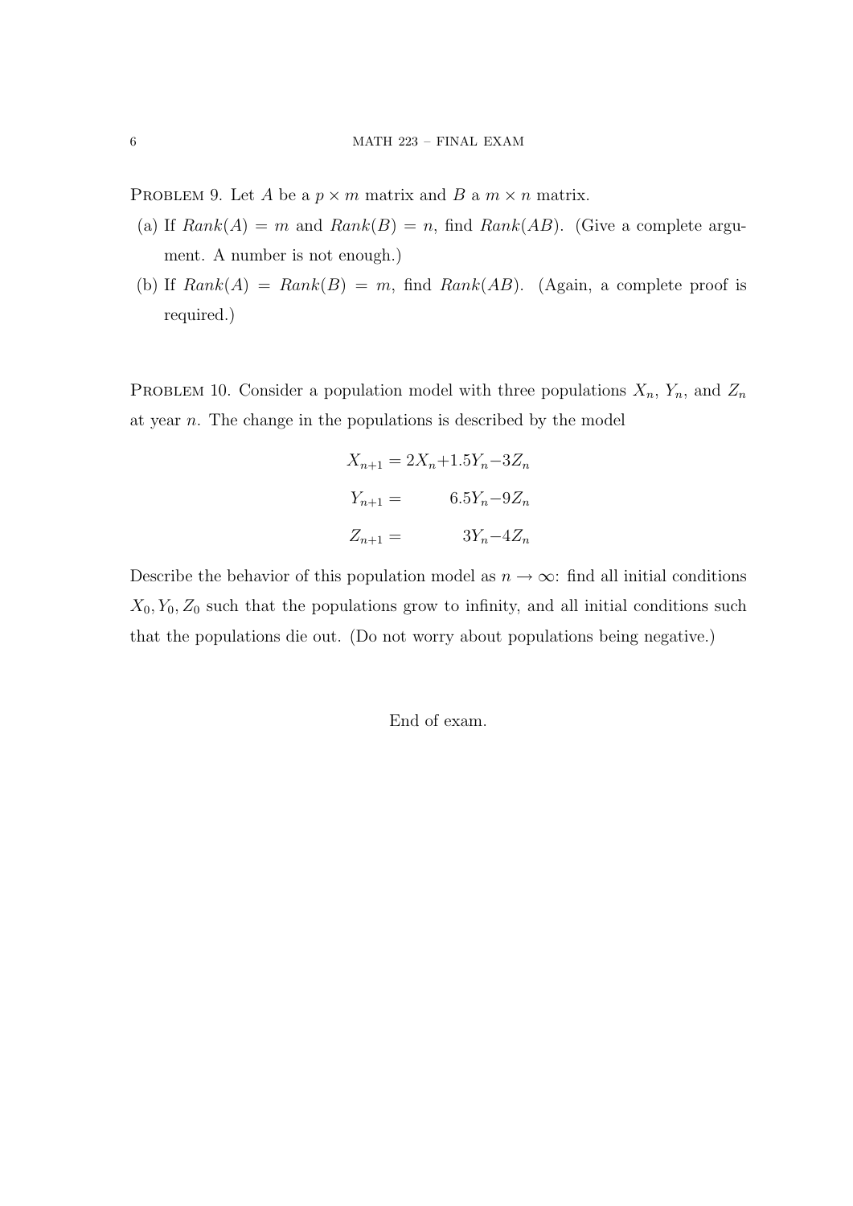Problem 9. Let $A$ be a $p \times m$ matrix and $B$ a $m \times n$ matrix.

(a) If $Rank(A) = m$ and $Rank(B) = n$, find $Rank(AB)$. (Give a complete argument. A number is not enough.)

(b) If $Rank(A) = Rank(B) = m$, find $Rank(AB)$. (Again, a complete proof is required.)

Problem 10. Consider a population model with three populations $X_n$, $Y_n$, and $Z_n$ at year $n$. The change in the populations is described by the model

$$
\begin{aligned}
X_{n+1} &= 2X_n + 1.5Y_n - 3Z_n \\
Y_{n+1} &= \phantom{2X_n + {}} 6.5Y_n - 9Z_n \\
Z_{n+1} &= \phantom{2X_n + 1.5{}} 3Y_n - 4Z_n
\end{aligned}
$$

Describe the behavior of this population model as $n \to \infty$: find all initial conditions $X_0, Y_0, Z_0$ such that the populations grow to infinity, and all initial conditions such that the populations die out. (Do not worry about populations being negative.)

End of exam.